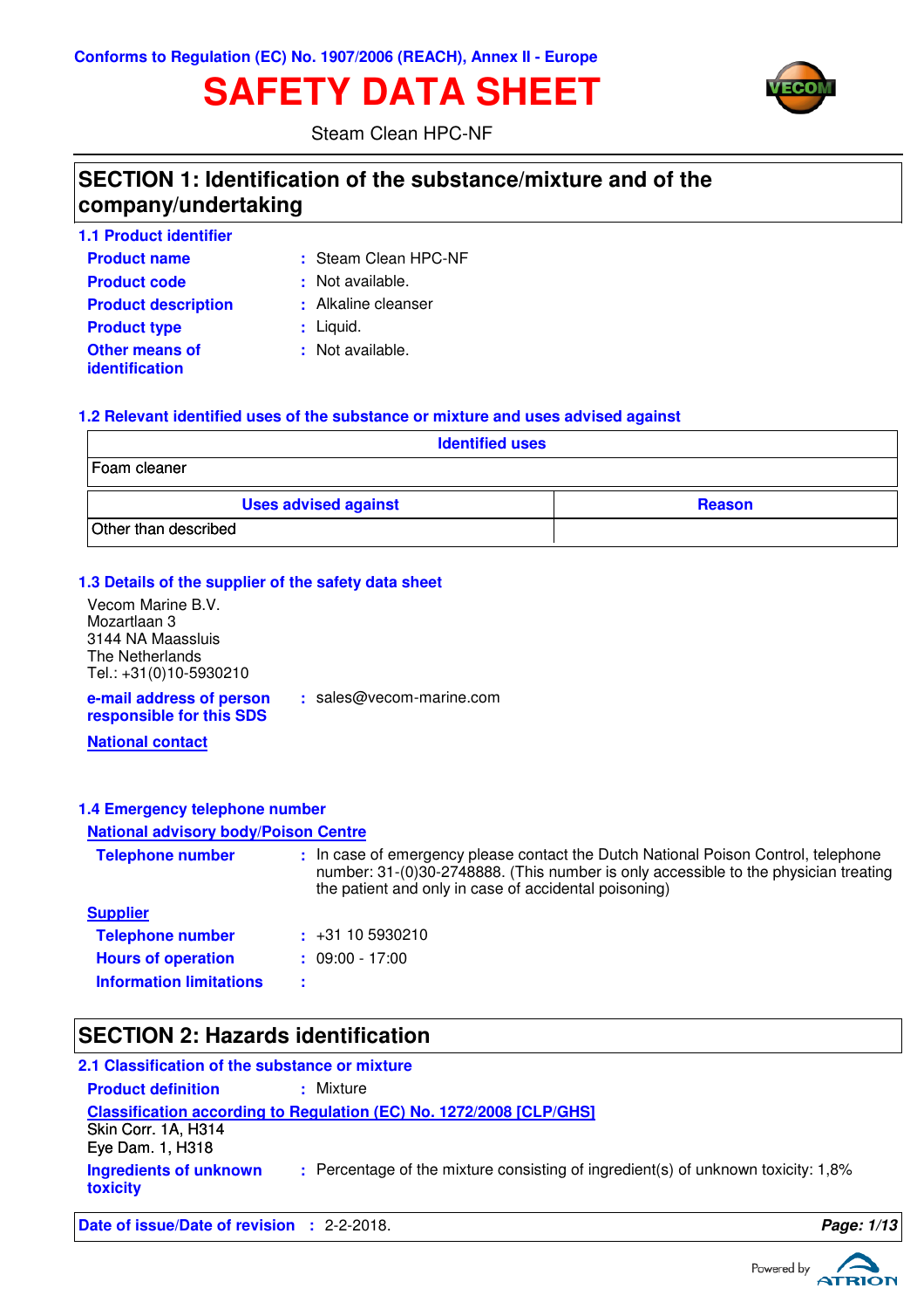Conforms to Regulation (EC) No. 1907/2006 (REACH), Annex II - Europe

# SAFETY DATA SHEET

Steam Clean HPC-NF

## SECTION 1: Identification of the substance/mixture and of the company/undertaking

### 1.1 Product identifier

**Product name** : Steam Clean HPC-NF

**Product code** : Not available.

**Product description** : Alkaline cleanser

**Product type** : Liquid.

**Other means of identification** : Not available.

### 1.2 Relevant identified uses of the substance or mixture and uses advised against

| Identified uses |
| --- |
| Foam cleaner |

| Uses advised against | Reason |
| --- | --- |
| Other than described | |

### 1.3 Details of the supplier of the safety data sheet

Vecom Marine B.V.
Mozartlaan 3
3144 NA Maassluis
The Netherlands
Tel.: +31(0)10-5930210

**e-mail address of person responsible for this SDS** : sales@vecom-marine.com

**National contact**

### 1.4 Emergency telephone number

**National advisory body/Poison Centre**

**Telephone number** : In case of emergency please contact the Dutch National Poison Control, telephone number: 31-(0)30-2748888. (This number is only accessible to the physician treating the patient and only in case of accidental poisoning)

**Supplier**

**Telephone number** : +31 10 5930210

**Hours of operation** : 09:00 - 17:00

**Information limitations** :

## SECTION 2: Hazards identification

### 2.1 Classification of the substance or mixture

**Product definition** : Mixture

**Classification according to Regulation (EC) No. 1272/2008 [CLP/GHS]**

Skin Corr. 1A, H314
Eye Dam. 1, H318

**Ingredients of unknown toxicity** : Percentage of the mixture consisting of ingredient(s) of unknown toxicity: 1,8%

**Date of issue/Date of revision** : 2-2-2018.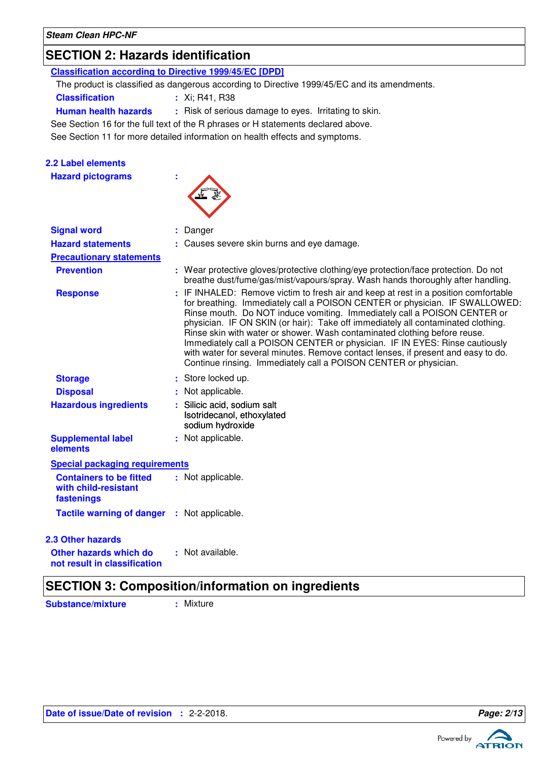## SECTION 2: Hazards identification

**Classification according to Directive 1999/45/EC [DPD]**

The product is classified as dangerous according to Directive 1999/45/EC and its amendments.

**Classification** : Xi; R41, R38

**Human health hazards** : Risk of serious damage to eyes. Irritating to skin.

See Section 16 for the full text of the R phrases or H statements declared above.

See Section 11 for more detailed information on health effects and symptoms.

### 2.2 Label elements

**Hazard pictograms** :

**Signal word** : Danger

**Hazard statements** : Causes severe skin burns and eye damage.

**Precautionary statements**

**Prevention** : Wear protective gloves/protective clothing/eye protection/face protection. Do not breathe dust/fume/gas/mist/vapours/spray. Wash hands thoroughly after handling.

**Response** : IF INHALED: Remove victim to fresh air and keep at rest in a position comfortable for breathing. Immediately call a POISON CENTER or physician. IF SWALLOWED: Rinse mouth. Do NOT induce vomiting. Immediately call a POISON CENTER or physician. IF ON SKIN (or hair): Take off immediately all contaminated clothing. Rinse skin with water or shower. Wash contaminated clothing before reuse. Immediately call a POISON CENTER or physician. IF IN EYES: Rinse cautiously with water for several minutes. Remove contact lenses, if present and easy to do. Continue rinsing. Immediately call a POISON CENTER or physician.

**Storage** : Store locked up.

**Disposal** : Not applicable.

**Hazardous ingredients** : Silicic acid, sodium salt
Isotridecanol, ethoxylated
sodium hydroxide

**Supplemental label elements** : Not applicable.

**Special packaging requirements**

**Containers to be fitted with child-resistant fastenings** : Not applicable.

**Tactile warning of danger** : Not applicable.

### 2.3 Other hazards

**Other hazards which do not result in classification** : Not available.

## SECTION 3: Composition/information on ingredients

**Substance/mixture** : Mixture

**Date of issue/Date of revision** : 2-2-2018.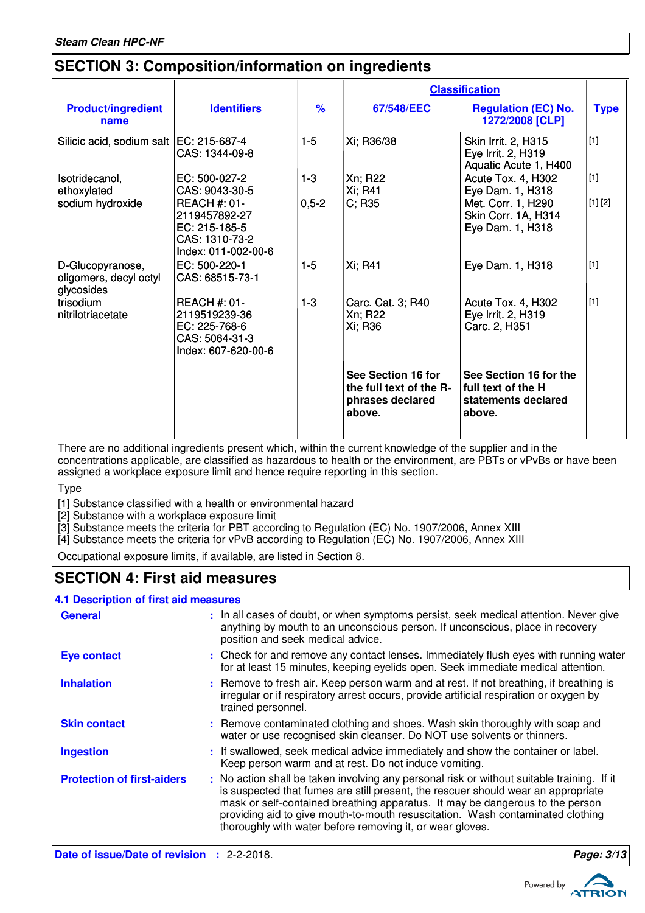## SECTION 3: Composition/information on ingredients

| Product/ingredient name | Identifiers | % | Classification | | Type |
|---|---|---|---|---|---|
| | | | 67/548/EEC | Regulation (EC) No. 1272/2008 [CLP] | |
| Silicic acid, sodium salt | EC: 215-687-4<br>CAS: 1344-09-8 | 1-5 | Xi; R36/38 | Skin Irrit. 2, H315<br>Eye Irrit. 2, H319<br>Aquatic Acute 1, H400 | [1] |
| Isotridecanol, ethoxylated | EC: 500-027-2<br>CAS: 9043-30-5 | 1-3 | Xn; R22<br>Xi; R41 | Acute Tox. 4, H302<br>Eye Dam. 1, H318 | [1] |
| sodium hydroxide | REACH #: 01-2119457892-27<br>EC: 215-185-5<br>CAS: 1310-73-2<br>Index: 011-002-00-6 | 0,5-2 | C; R35 | Met. Corr. 1, H290<br>Skin Corr. 1A, H314<br>Eye Dam. 1, H318 | [1] [2] |
| D-Glucopyranose, oligomers, decyl octyl glycosides | EC: 500-220-1<br>CAS: 68515-73-1 | 1-5 | Xi; R41 | Eye Dam. 1, H318 | [1] |
| trisodium nitrilotriacetate | REACH #: 01-2119519239-36<br>EC: 225-768-6<br>CAS: 5064-31-3<br>Index: 607-620-00-6 | 1-3 | Carc. Cat. 3; R40<br>Xn; R22<br>Xi; R36 | Acute Tox. 4, H302<br>Eye Irrit. 2, H319<br>Carc. 2, H351 | [1] |
| | | | **See Section 16 for the full text of the R-phrases declared above.** | **See Section 16 for the full text of the H statements declared above.** | |

There are no additional ingredients present which, within the current knowledge of the supplier and in the concentrations applicable, are classified as hazardous to health or the environment, are PBTs or vPvBs or have been assigned a workplace exposure limit and hence require reporting in this section.

Type

[1] Substance classified with a health or environmental hazard
[2] Substance with a workplace exposure limit
[3] Substance meets the criteria for PBT according to Regulation (EC) No. 1907/2006, Annex XIII
[4] Substance meets the criteria for vPvB according to Regulation (EC) No. 1907/2006, Annex XIII

Occupational exposure limits, if available, are listed in Section 8.

## SECTION 4: First aid measures

### 4.1 Description of first aid measures

**General** : In all cases of doubt, or when symptoms persist, seek medical attention. Never give anything by mouth to an unconscious person. If unconscious, place in recovery position and seek medical advice.

**Eye contact** : Check for and remove any contact lenses. Immediately flush eyes with running water for at least 15 minutes, keeping eyelids open. Seek immediate medical attention.

**Inhalation** : Remove to fresh air. Keep person warm and at rest. If not breathing, if breathing is irregular or if respiratory arrest occurs, provide artificial respiration or oxygen by trained personnel.

**Skin contact** : Remove contaminated clothing and shoes. Wash skin thoroughly with soap and water or use recognised skin cleanser. Do NOT use solvents or thinners.

**Ingestion** : If swallowed, seek medical advice immediately and show the container or label. Keep person warm and at rest. Do not induce vomiting.

**Protection of first-aiders** : No action shall be taken involving any personal risk or without suitable training. If it is suspected that fumes are still present, the rescuer should wear an appropriate mask or self-contained breathing apparatus. It may be dangerous to the person providing aid to give mouth-to-mouth resuscitation. Wash contaminated clothing thoroughly with water before removing it, or wear gloves.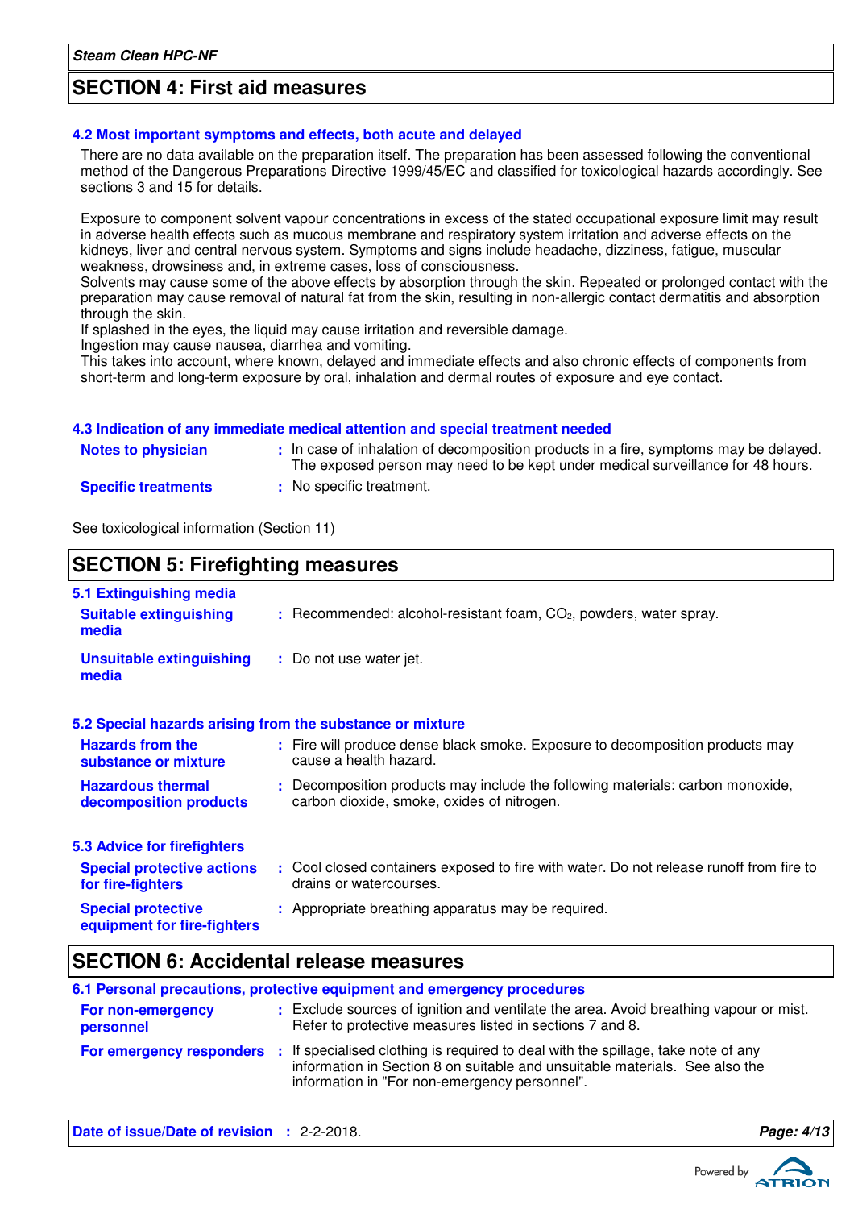## SECTION 4: First aid measures

### 4.2 Most important symptoms and effects, both acute and delayed

There are no data available on the preparation itself. The preparation has been assessed following the conventional method of the Dangerous Preparations Directive 1999/45/EC and classified for toxicological hazards accordingly. See sections 3 and 15 for details.

Exposure to component solvent vapour concentrations in excess of the stated occupational exposure limit may result in adverse health effects such as mucous membrane and respiratory system irritation and adverse effects on the kidneys, liver and central nervous system. Symptoms and signs include headache, dizziness, fatigue, muscular weakness, drowsiness and, in extreme cases, loss of consciousness.
Solvents may cause some of the above effects by absorption through the skin. Repeated or prolonged contact with the preparation may cause removal of natural fat from the skin, resulting in non-allergic contact dermatitis and absorption through the skin.
If splashed in the eyes, the liquid may cause irritation and reversible damage.
Ingestion may cause nausea, diarrhea and vomiting.
This takes into account, where known, delayed and immediate effects and also chronic effects of components from short-term and long-term exposure by oral, inhalation and dermal routes of exposure and eye contact.

### 4.3 Indication of any immediate medical attention and special treatment needed

**Notes to physician** : In case of inhalation of decomposition products in a fire, symptoms may be delayed. The exposed person may need to be kept under medical surveillance for 48 hours.

**Specific treatments** : No specific treatment.

See toxicological information (Section 11)

## SECTION 5: Firefighting measures

### 5.1 Extinguishing media

**Suitable extinguishing media** : Recommended: alcohol-resistant foam, $CO_2$, powders, water spray.

**Unsuitable extinguishing media** : Do not use water jet.

### 5.2 Special hazards arising from the substance or mixture

**Hazards from the substance or mixture** : Fire will produce dense black smoke. Exposure to decomposition products may cause a health hazard.

**Hazardous thermal decomposition products** : Decomposition products may include the following materials: carbon monoxide, carbon dioxide, smoke, oxides of nitrogen.

### 5.3 Advice for firefighters

**Special protective actions for fire-fighters** : Cool closed containers exposed to fire with water. Do not release runoff from fire to drains or watercourses.

**Special protective equipment for fire-fighters** : Appropriate breathing apparatus may be required.

## SECTION 6: Accidental release measures

### 6.1 Personal precautions, protective equipment and emergency procedures

**For non-emergency personnel** : Exclude sources of ignition and ventilate the area. Avoid breathing vapour or mist. Refer to protective measures listed in sections 7 and 8.

**For emergency responders** : If specialised clothing is required to deal with the spillage, take note of any information in Section 8 on suitable and unsuitable materials. See also the information in "For non-emergency personnel".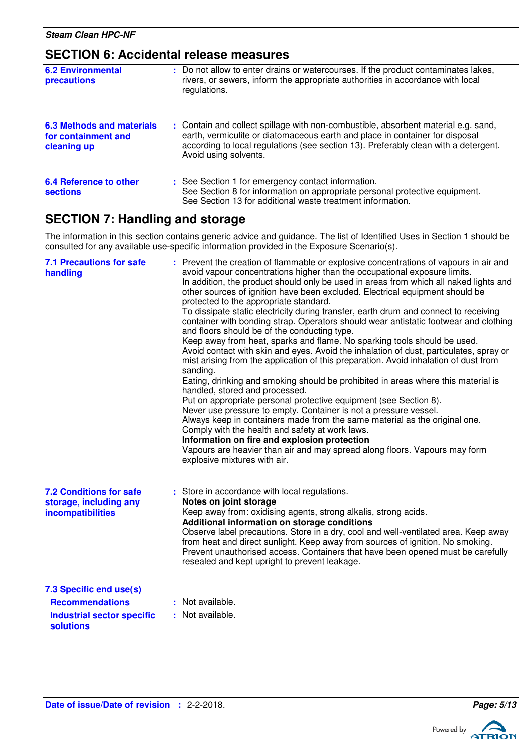## SECTION 6: Accidental release measures

**6.2 Environmental precautions** : Do not allow to enter drains or watercourses. If the product contaminates lakes, rivers, or sewers, inform the appropriate authorities in accordance with local regulations.

**6.3 Methods and materials for containment and cleaning up** : Contain and collect spillage with non-combustible, absorbent material e.g. sand, earth, vermiculite or diatomaceous earth and place in container for disposal according to local regulations (see section 13). Preferably clean with a detergent. Avoid using solvents.

**6.4 Reference to other sections** : See Section 1 for emergency contact information.
See Section 8 for information on appropriate personal protective equipment.
See Section 13 for additional waste treatment information.

## SECTION 7: Handling and storage

The information in this section contains generic advice and guidance. The list of Identified Uses in Section 1 should be consulted for any available use-specific information provided in the Exposure Scenario(s).

**7.1 Precautions for safe handling** : Prevent the creation of flammable or explosive concentrations of vapours in air and avoid vapour concentrations higher than the occupational exposure limits.
In addition, the product should only be used in areas from which all naked lights and other sources of ignition have been excluded. Electrical equipment should be protected to the appropriate standard.
To dissipate static electricity during transfer, earth drum and connect to receiving container with bonding strap. Operators should wear antistatic footwear and clothing and floors should be of the conducting type.
Keep away from heat, sparks and flame. No sparking tools should be used.
Avoid contact with skin and eyes. Avoid the inhalation of dust, particulates, spray or mist arising from the application of this preparation. Avoid inhalation of dust from sanding.
Eating, drinking and smoking should be prohibited in areas where this material is handled, stored and processed.
Put on appropriate personal protective equipment (see Section 8).
Never use pressure to empty. Container is not a pressure vessel.
Always keep in containers made from the same material as the original one.
Comply with the health and safety at work laws.
**Information on fire and explosion protection**
Vapours are heavier than air and may spread along floors. Vapours may form explosive mixtures with air.

**7.2 Conditions for safe storage, including any incompatibilities** : Store in accordance with local regulations.
**Notes on joint storage**
Keep away from: oxidising agents, strong alkalis, strong acids.
**Additional information on storage conditions**
Observe label precautions. Store in a dry, cool and well-ventilated area. Keep away from heat and direct sunlight. Keep away from sources of ignition. No smoking. Prevent unauthorised access. Containers that have been opened must be carefully resealed and kept upright to prevent leakage.

**7.3 Specific end use(s)**

**Recommendations** : Not available.

**Industrial sector specific solutions** : Not available.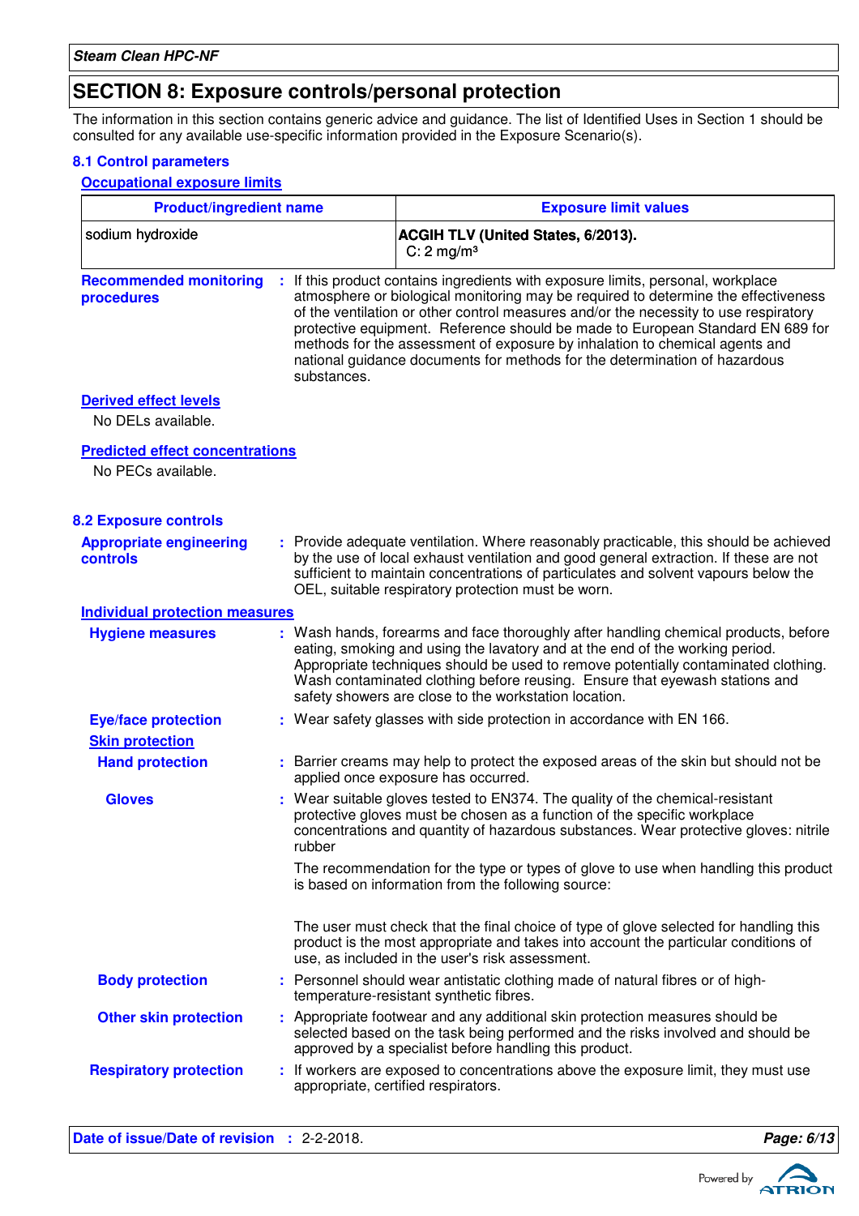## SECTION 8: Exposure controls/personal protection

The information in this section contains generic advice and guidance. The list of Identified Uses in Section 1 should be consulted for any available use-specific information provided in the Exposure Scenario(s).

### 8.1 Control parameters

**Occupational exposure limits**

| Product/ingredient name | Exposure limit values |
|---|---|
| sodium hydroxide | **ACGIH TLV (United States, 6/2013).** C: 2 mg/m³ |

**Recommended monitoring procedures** : If this product contains ingredients with exposure limits, personal, workplace atmosphere or biological monitoring may be required to determine the effectiveness of the ventilation or other control measures and/or the necessity to use respiratory protective equipment. Reference should be made to European Standard EN 689 for methods for the assessment of exposure by inhalation to chemical agents and national guidance documents for methods for the determination of hazardous substances.

**Derived effect levels**

No DELs available.

**Predicted effect concentrations**

No PECs available.

### 8.2 Exposure controls

**Appropriate engineering controls** : Provide adequate ventilation. Where reasonably practicable, this should be achieved by the use of local exhaust ventilation and good general extraction. If these are not sufficient to maintain concentrations of particulates and solvent vapours below the OEL, suitable respiratory protection must be worn.

**Individual protection measures**

**Hygiene measures** : Wash hands, forearms and face thoroughly after handling chemical products, before eating, smoking and using the lavatory and at the end of the working period. Appropriate techniques should be used to remove potentially contaminated clothing. Wash contaminated clothing before reusing. Ensure that eyewash stations and safety showers are close to the workstation location.

**Eye/face protection** : Wear safety glasses with side protection in accordance with EN 166.

**Skin protection**

**Hand protection** : Barrier creams may help to protect the exposed areas of the skin but should not be applied once exposure has occurred.

**Gloves** : Wear suitable gloves tested to EN374. The quality of the chemical-resistant protective gloves must be chosen as a function of the specific workplace concentrations and quantity of hazardous substances. Wear protective gloves: nitrile rubber

The recommendation for the type or types of glove to use when handling this product is based on information from the following source:

The user must check that the final choice of type of glove selected for handling this product is the most appropriate and takes into account the particular conditions of use, as included in the user's risk assessment.

**Body protection** : Personnel should wear antistatic clothing made of natural fibres or of high-temperature-resistant synthetic fibres.

**Other skin protection** : Appropriate footwear and any additional skin protection measures should be selected based on the task being performed and the risks involved and should be approved by a specialist before handling this product.

**Respiratory protection** : If workers are exposed to concentrations above the exposure limit, they must use appropriate, certified respirators.

**Date of issue/Date of revision** : 2-2-2018.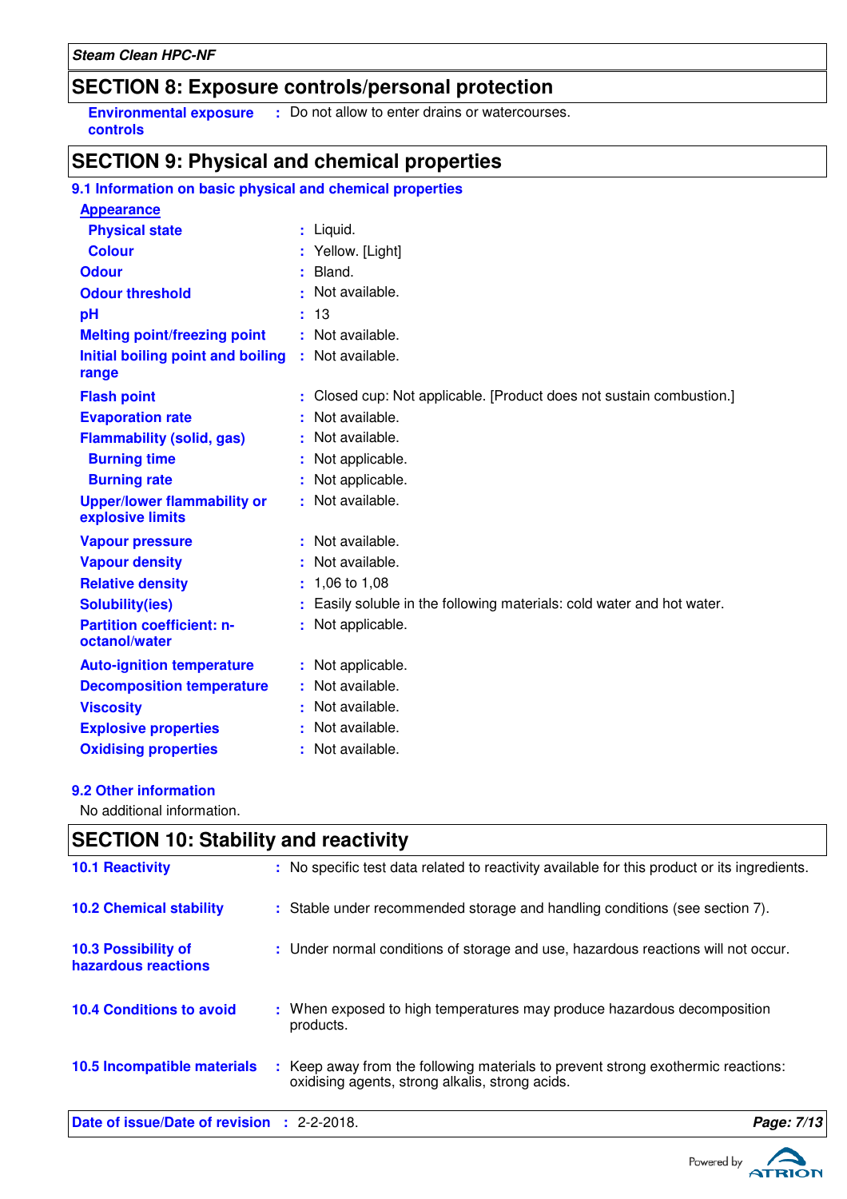## SECTION 8: Exposure controls/personal protection

**Environmental exposure controls** : Do not allow to enter drains or watercourses.

## SECTION 9: Physical and chemical properties

### 9.1 Information on basic physical and chemical properties

**Appearance**

| Property | Value |
|---|---|
| **Physical state** | Liquid. |
| **Colour** | Yellow. [Light] |
| **Odour** | Bland. |
| **Odour threshold** | Not available. |
| **pH** | 13 |
| **Melting point/freezing point** | Not available. |
| **Initial boiling point and boiling range** | Not available. |
| **Flash point** | Closed cup: Not applicable. [Product does not sustain combustion.] |
| **Evaporation rate** | Not available. |
| **Flammability (solid, gas)** | Not available. |
| **Burning time** | Not applicable. |
| **Burning rate** | Not applicable. |
| **Upper/lower flammability or explosive limits** | Not available. |
| **Vapour pressure** | Not available. |
| **Vapour density** | Not available. |
| **Relative density** | 1,06 to 1,08 |
| **Solubility(ies)** | Easily soluble in the following materials: cold water and hot water. |
| **Partition coefficient: n-octanol/water** | Not applicable. |
| **Auto-ignition temperature** | Not applicable. |
| **Decomposition temperature** | Not available. |
| **Viscosity** | Not available. |
| **Explosive properties** | Not available. |
| **Oxidising properties** | Not available. |

### 9.2 Other information

No additional information.

## SECTION 10: Stability and reactivity

**10.1 Reactivity** : No specific test data related to reactivity available for this product or its ingredients.

**10.2 Chemical stability** : Stable under recommended storage and handling conditions (see section 7).

**10.3 Possibility of hazardous reactions** : Under normal conditions of storage and use, hazardous reactions will not occur.

**10.4 Conditions to avoid** : When exposed to high temperatures may produce hazardous decomposition products.

**10.5 Incompatible materials** : Keep away from the following materials to prevent strong exothermic reactions: oxidising agents, strong alkalis, strong acids.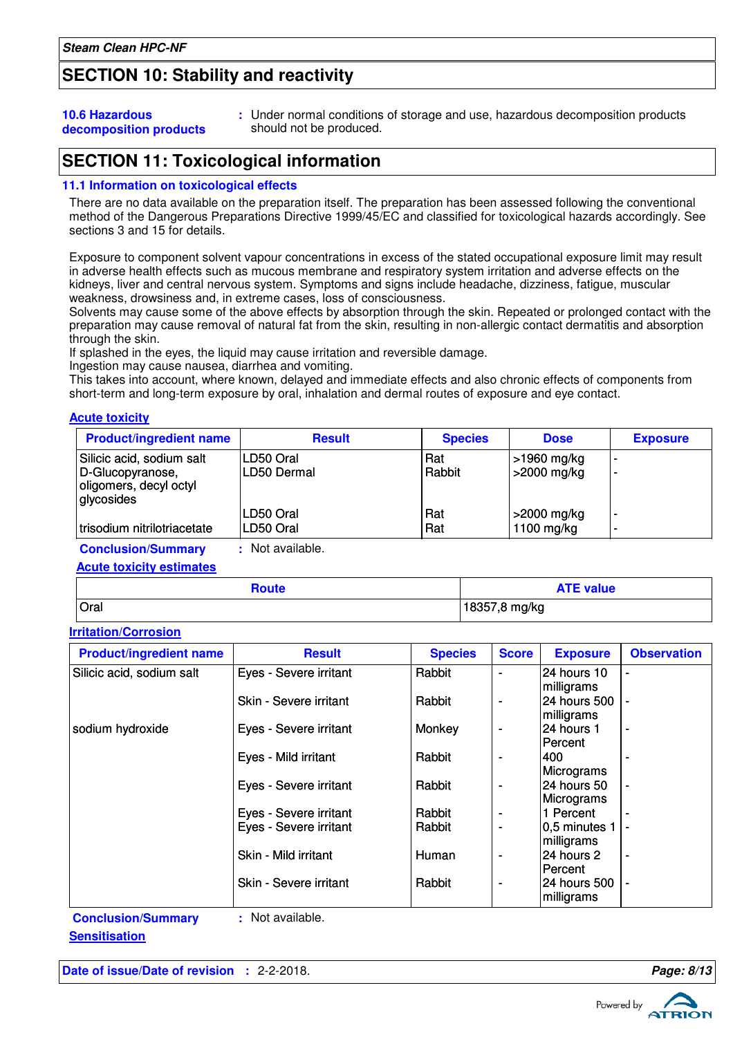## SECTION 10: Stability and reactivity

**10.6 Hazardous decomposition products** : Under normal conditions of storage and use, hazardous decomposition products should not be produced.

## SECTION 11: Toxicological information

### 11.1 Information on toxicological effects

There are no data available on the preparation itself. The preparation has been assessed following the conventional method of the Dangerous Preparations Directive 1999/45/EC and classified for toxicological hazards accordingly. See sections 3 and 15 for details.

Exposure to component solvent vapour concentrations in excess of the stated occupational exposure limit may result in adverse health effects such as mucous membrane and respiratory system irritation and adverse effects on the kidneys, liver and central nervous system. Symptoms and signs include headache, dizziness, fatigue, muscular weakness, drowsiness and, in extreme cases, loss of consciousness.
Solvents may cause some of the above effects by absorption through the skin. Repeated or prolonged contact with the preparation may cause removal of natural fat from the skin, resulting in non-allergic contact dermatitis and absorption through the skin.
If splashed in the eyes, the liquid may cause irritation and reversible damage.
Ingestion may cause nausea, diarrhea and vomiting.
This takes into account, where known, delayed and immediate effects and also chronic effects of components from short-term and long-term exposure by oral, inhalation and dermal routes of exposure and eye contact.

**Acute toxicity**

| Product/ingredient name | Result | Species | Dose | Exposure |
|---|---|---|---|---|
| Silicic acid, sodium salt | LD50 Oral | Rat | >1960 mg/kg | - |
| D-Glucopyranose, oligomers, decyl octyl glycosides | LD50 Dermal | Rabbit | >2000 mg/kg | - |
| | LD50 Oral | Rat | >2000 mg/kg | - |
| trisodium nitrilotriacetate | LD50 Oral | Rat | 1100 mg/kg | - |

**Conclusion/Summary** : Not available.

**Acute toxicity estimates**

| Route | ATE value |
|---|---|
| Oral | 18357,8 mg/kg |

**Irritation/Corrosion**

| Product/ingredient name | Result | Species | Score | Exposure | Observation |
|---|---|---|---|---|---|
| Silicic acid, sodium salt | Eyes - Severe irritant | Rabbit | - | 24 hours 10 milligrams | - |
| | Skin - Severe irritant | Rabbit | - | 24 hours 500 milligrams | - |
| sodium hydroxide | Eyes - Severe irritant | Monkey | - | 24 hours 1 Percent | - |
| | Eyes - Mild irritant | Rabbit | - | 400 Micrograms | - |
| | Eyes - Severe irritant | Rabbit | - | 24 hours 50 Micrograms | - |
| | Eyes - Severe irritant | Rabbit | - | 1 Percent | - |
| | Eyes - Severe irritant | Rabbit | - | 0,5 minutes 1 milligrams | - |
| | Skin - Mild irritant | Human | - | 24 hours 2 Percent | - |
| | Skin - Severe irritant | Rabbit | - | 24 hours 500 milligrams | - |

**Conclusion/Summary** : Not available.

**Sensitisation**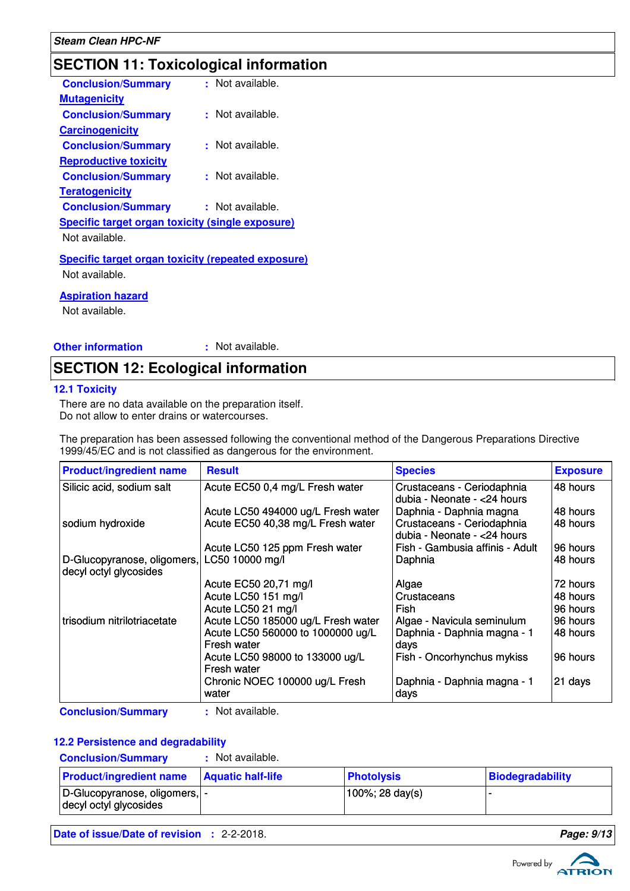## SECTION 11: Toxicological information

**Conclusion/Summary** : Not available.

**Mutagenicity**

**Conclusion/Summary** : Not available.

**Carcinogenicity**

**Conclusion/Summary** : Not available.

**Reproductive toxicity**

**Conclusion/Summary** : Not available.

**Teratogenicity**

**Conclusion/Summary** : Not available.

**Specific target organ toxicity (single exposure)**

Not available.

**Specific target organ toxicity (repeated exposure)**

Not available.

**Aspiration hazard**

Not available.

**Other information** : Not available.

## SECTION 12: Ecological information

### 12.1 Toxicity

There are no data available on the preparation itself.
Do not allow to enter drains or watercourses.

The preparation has been assessed following the conventional method of the Dangerous Preparations Directive 1999/45/EC and is not classified as dangerous for the environment.

| Product/ingredient name | Result | Species | Exposure |
|---|---|---|---|
| Silicic acid, sodium salt | Acute EC50 0,4 mg/L Fresh water | Crustaceans - Ceriodaphnia dubia - Neonate - <24 hours | 48 hours |
| | Acute LC50 494000 ug/L Fresh water | Daphnia - Daphnia magna | 48 hours |
| sodium hydroxide | Acute EC50 40,38 mg/L Fresh water | Crustaceans - Ceriodaphnia dubia - Neonate - <24 hours | 48 hours |
| | Acute LC50 125 ppm Fresh water | Fish - Gambusia affinis - Adult | 96 hours |
| D-Glucopyranose, oligomers, decyl octyl glycosides | LC50 10000 mg/l | Daphnia | 48 hours |
| | Acute EC50 20,71 mg/l | Algae | 72 hours |
| | Acute LC50 151 mg/l | Crustaceans | 48 hours |
| | Acute LC50 21 mg/l | Fish | 96 hours |
| trisodium nitrilotriacetate | Acute LC50 185000 ug/L Fresh water | Algae - Navicula seminulum | 96 hours |
| | Acute LC50 560000 to 1000000 ug/L Fresh water | Daphnia - Daphnia magna - 1 days | 48 hours |
| | Acute LC50 98000 to 133000 ug/L Fresh water | Fish - Oncorhynchus mykiss | 96 hours |
| | Chronic NOEC 100000 ug/L Fresh water | Daphnia - Daphnia magna - 1 days | 21 days |

**Conclusion/Summary** : Not available.

### 12.2 Persistence and degradability

**Conclusion/Summary** : Not available.

| Product/ingredient name | Aquatic half-life | Photolysis | Biodegradability |
|---|---|---|---|
| D-Glucopyranose, oligomers, decyl octyl glycosides | - | 100%; 28 day(s) | - |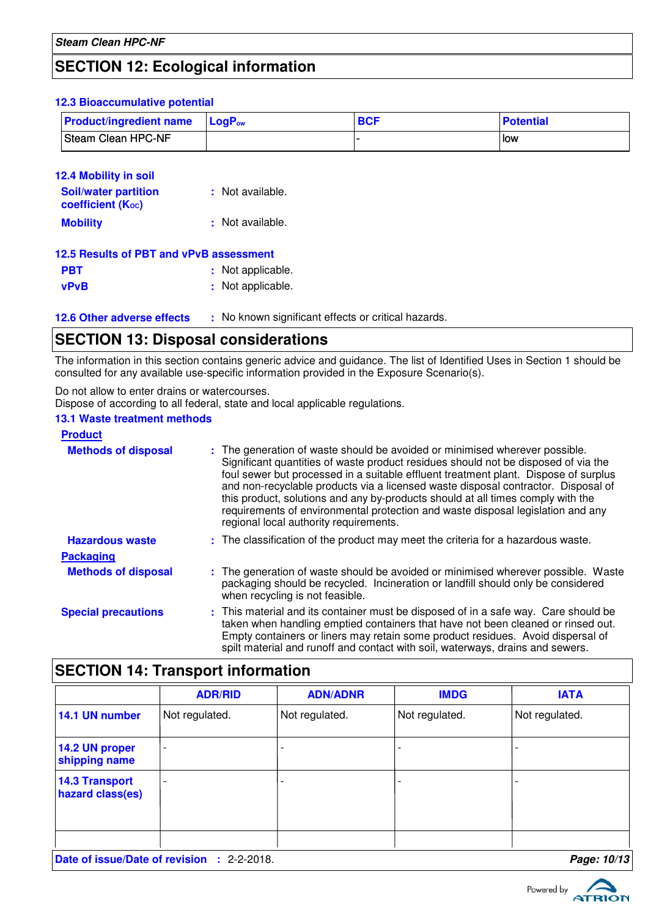## SECTION 12: Ecological information

### 12.3 Bioaccumulative potential

| Product/ingredient name | $LogP_{ow}$ | BCF | Potential |
|---|---|---|---|
| Steam Clean HPC-NF | | - | low |

### 12.4 Mobility in soil

**Soil/water partition coefficient ($K_{OC}$)** : Not available.

**Mobility** : Not available.

### 12.5 Results of PBT and vPvB assessment

**PBT** : Not applicable.

**vPvB** : Not applicable.

### 12.6 Other adverse effects

: No known significant effects or critical hazards.

## SECTION 13: Disposal considerations

The information in this section contains generic advice and guidance. The list of Identified Uses in Section 1 should be consulted for any available use-specific information provided in the Exposure Scenario(s).

Do not allow to enter drains or watercourses.
Dispose of according to all federal, state and local applicable regulations.

### 13.1 Waste treatment methods

**Product**

**Methods of disposal** : The generation of waste should be avoided or minimised wherever possible. Significant quantities of waste product residues should not be disposed of via the foul sewer but processed in a suitable effluent treatment plant. Dispose of surplus and non-recyclable products via a licensed waste disposal contractor. Disposal of this product, solutions and any by-products should at all times comply with the requirements of environmental protection and waste disposal legislation and any regional local authority requirements.

**Hazardous waste** : The classification of the product may meet the criteria for a hazardous waste.

**Packaging**

**Methods of disposal** : The generation of waste should be avoided or minimised wherever possible. Waste packaging should be recycled. Incineration or landfill should only be considered when recycling is not feasible.

**Special precautions** : This material and its container must be disposed of in a safe way. Care should be taken when handling emptied containers that have not been cleaned or rinsed out. Empty containers or liners may retain some product residues. Avoid dispersal of spilt material and runoff and contact with soil, waterways, drains and sewers.

## SECTION 14: Transport information

| | ADR/RID | ADN/ADNR | IMDG | IATA |
|---|---|---|---|---|
| 14.1 UN number | Not regulated. | Not regulated. | Not regulated. | Not regulated. |
| 14.2 UN proper shipping name | - | - | - | - |
| 14.3 Transport hazard class(es) | - | - | - | - |
| | | | | |

**Date of issue/Date of revision** : 2-2-2018.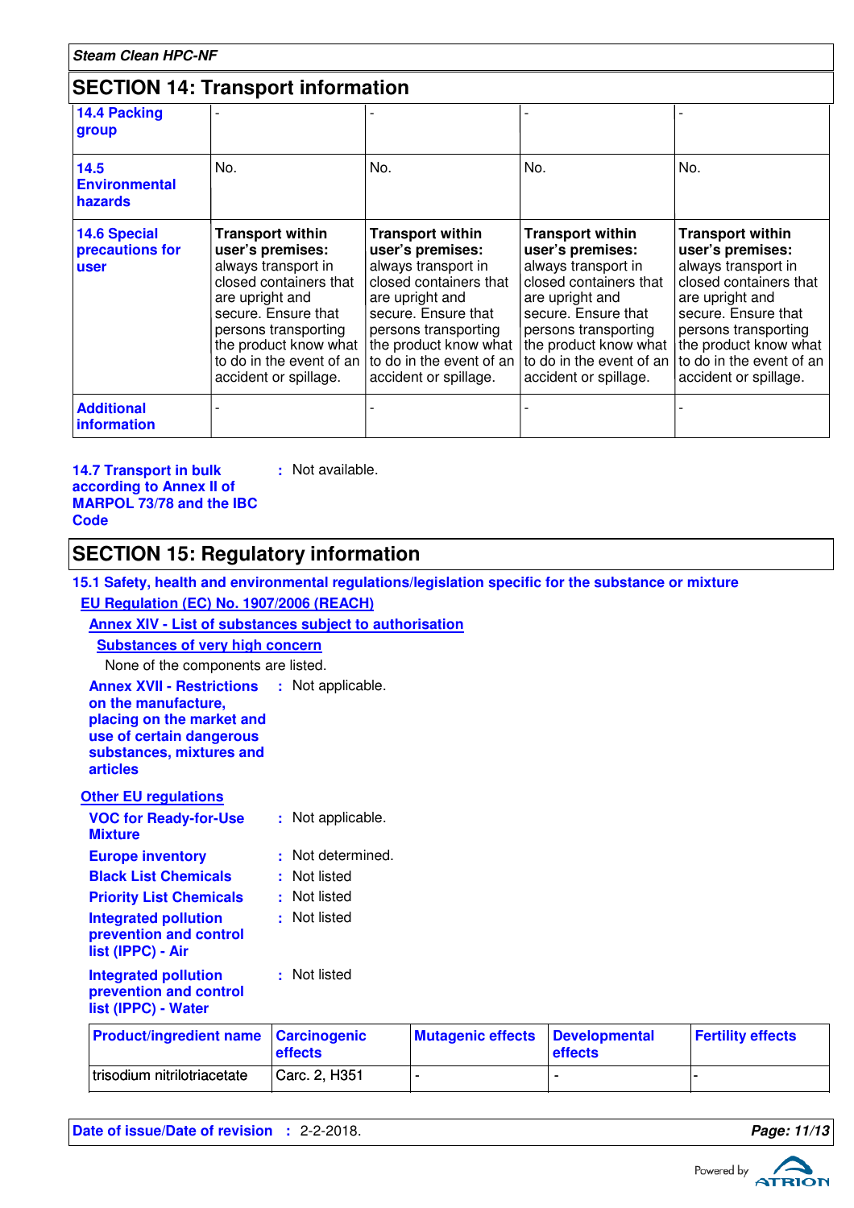## SECTION 14: Transport information

| | | | | |
|---|---|---|---|---|
| **14.4 Packing group** | - | - | - | - |
| **14.5 Environmental hazards** | No. | No. | No. | No. |
| **14.6 Special precautions for user** | **Transport within user's premises:** always transport in closed containers that are upright and secure. Ensure that persons transporting the product know what to do in the event of an accident or spillage. | **Transport within user's premises:** always transport in closed containers that are upright and secure. Ensure that persons transporting the product know what to do in the event of an accident or spillage. | **Transport within user's premises:** always transport in closed containers that are upright and secure. Ensure that persons transporting the product know what to do in the event of an accident or spillage. | **Transport within user's premises:** always transport in closed containers that are upright and secure. Ensure that persons transporting the product know what to do in the event of an accident or spillage. |
| **Additional information** | - | - | - | - |

**14.7 Transport in bulk according to Annex II of MARPOL 73/78 and the IBC Code** : Not available.

## SECTION 15: Regulatory information

**15.1 Safety, health and environmental regulations/legislation specific for the substance or mixture**

**EU Regulation (EC) No. 1907/2006 (REACH)**

**Annex XIV - List of substances subject to authorisation**

**Substances of very high concern**

None of the components are listed.

**Annex XVII - Restrictions on the manufacture, placing on the market and use of certain dangerous substances, mixtures and articles** : Not applicable.

**Other EU regulations**

**VOC for Ready-for-Use Mixture** : Not applicable.

**Europe inventory** : Not determined.

**Black List Chemicals** : Not listed

**Priority List Chemicals** : Not listed

**Integrated pollution prevention and control list (IPPC) - Air** : Not listed

**Integrated pollution prevention and control list (IPPC) - Water** : Not listed

| Product/ingredient name | Carcinogenic effects | Mutagenic effects | Developmental effects | Fertility effects |
|---|---|---|---|---|
| trisodium nitrilotriacetate | Carc. 2, H351 | - | - | - |

**Date of issue/Date of revision** : 2-2-2018.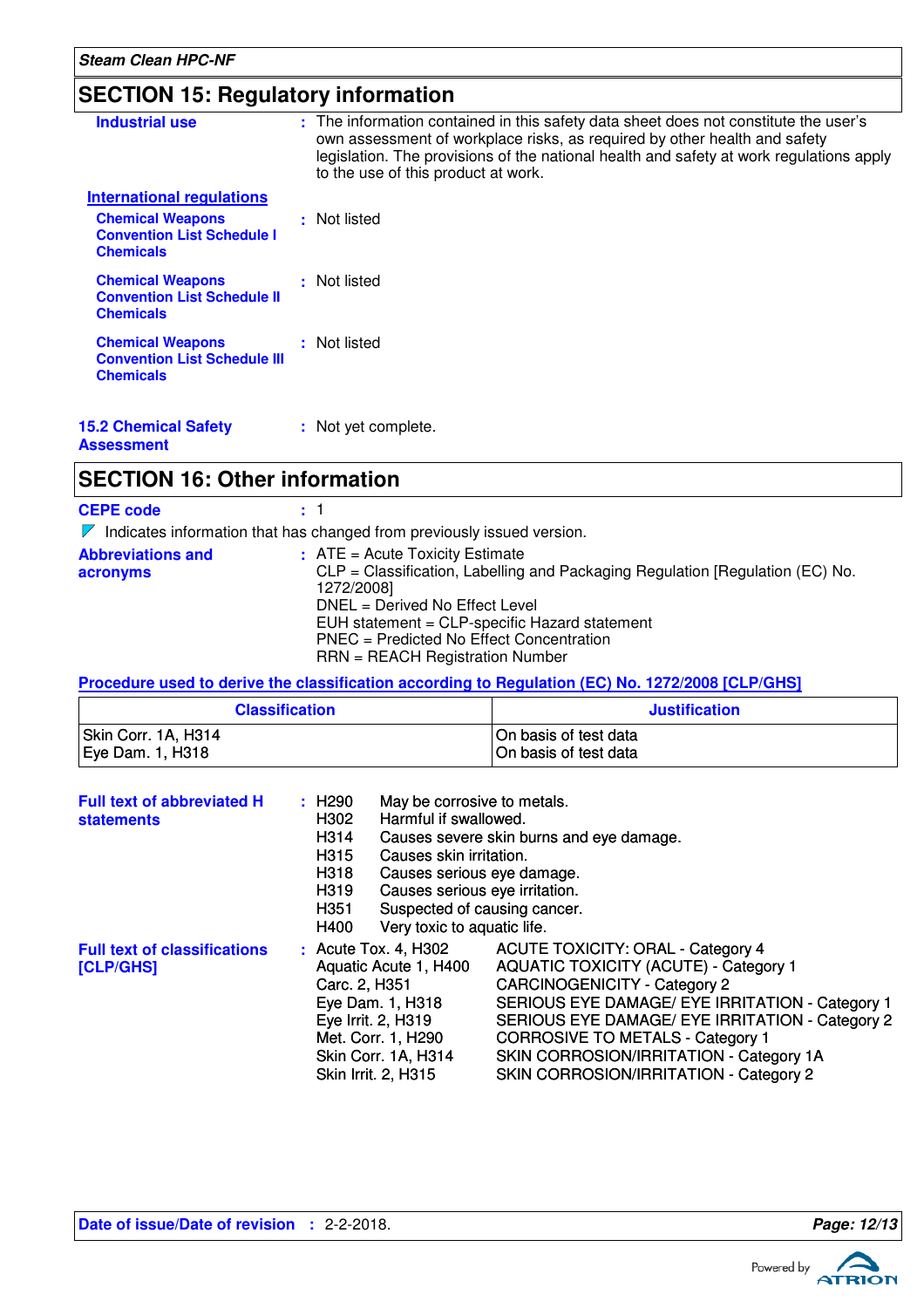## SECTION 15: Regulatory information

**Industrial use** : The information contained in this safety data sheet does not constitute the user's own assessment of workplace risks, as required by other health and safety legislation. The provisions of the national health and safety at work regulations apply to the use of this product at work.

**International regulations**

**Chemical Weapons Convention List Schedule I Chemicals** : Not listed

**Chemical Weapons Convention List Schedule II Chemicals** : Not listed

**Chemical Weapons Convention List Schedule III Chemicals** : Not listed

**15.2 Chemical Safety Assessment** : Not yet complete.

## SECTION 16: Other information

**CEPE code** : 1

Indicates information that has changed from previously issued version.

**Abbreviations and acronyms** :
ATE = Acute Toxicity Estimate
CLP = Classification, Labelling and Packaging Regulation [Regulation (EC) No. 1272/2008]
DNEL = Derived No Effect Level
EUH statement = CLP-specific Hazard statement
PNEC = Predicted No Effect Concentration
RRN = REACH Registration Number

**Procedure used to derive the classification according to Regulation (EC) No. 1272/2008 [CLP/GHS]**

| Classification | Justification |
|---|---|
| Skin Corr. 1A, H314<br>Eye Dam. 1, H318 | On basis of test data<br>On basis of test data |

**Full text of abbreviated H statements** :

- H290 May be corrosive to metals.
- H302 Harmful if swallowed.
- H314 Causes severe skin burns and eye damage.
- H315 Causes skin irritation.
- H318 Causes serious eye damage.
- H319 Causes serious eye irritation.
- H351 Suspected of causing cancer.
- H400 Very toxic to aquatic life.

**Full text of classifications [CLP/GHS]** :

- Acute Tox. 4, H302 ACUTE TOXICITY: ORAL - Category 4
- Aquatic Acute 1, H400 AQUATIC TOXICITY (ACUTE) - Category 1
- Carc. 2, H351 CARCINOGENICITY - Category 2
- Eye Dam. 1, H318 SERIOUS EYE DAMAGE/ EYE IRRITATION - Category 1
- Eye Irrit. 2, H319 SERIOUS EYE DAMAGE/ EYE IRRITATION - Category 2
- Met. Corr. 1, H290 CORROSIVE TO METALS - Category 1
- Skin Corr. 1A, H314 SKIN CORROSION/IRRITATION - Category 1A
- Skin Irrit. 2, H315 SKIN CORROSION/IRRITATION - Category 2

**Date of issue/Date of revision** : 2-2-2018.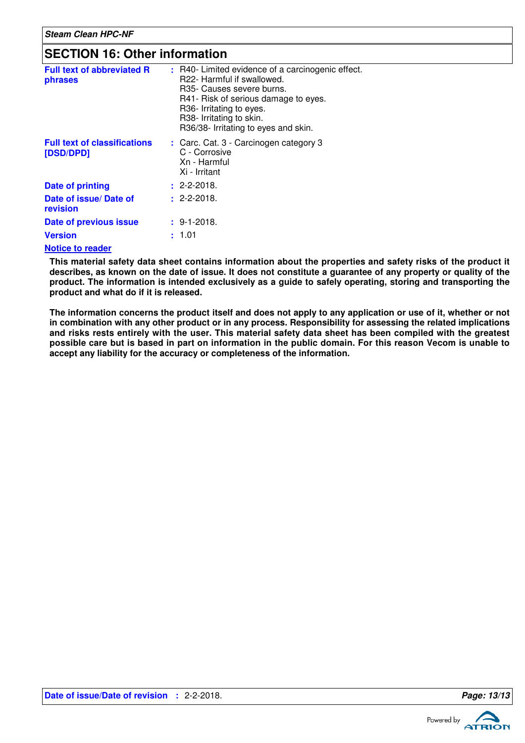## SECTION 16: Other information

**Full text of abbreviated R phrases** : R40- Limited evidence of a carcinogenic effect.
R22- Harmful if swallowed.
R35- Causes severe burns.
R41- Risk of serious damage to eyes.
R36- Irritating to eyes.
R38- Irritating to skin.
R36/38- Irritating to eyes and skin.

**Full text of classifications [DSD/DPD]** : Carc. Cat. 3 - Carcinogen category 3
C - Corrosive
Xn - Harmful
Xi - Irritant

**Date of printing** : 2-2-2018.

**Date of issue/ Date of revision** : 2-2-2018.

**Date of previous issue** : 9-1-2018.

**Version** : 1.01

**Notice to reader**

**This material safety data sheet contains information about the properties and safety risks of the product it describes, as known on the date of issue. It does not constitute a guarantee of any property or quality of the product. The information is intended exclusively as a guide to safely operating, storing and transporting the product and what do if it is released.**

**The information concerns the product itself and does not apply to any application or use of it, whether or not in combination with any other product or in any process. Responsibility for assessing the related implications and risks rests entirely with the user. This material safety data sheet has been compiled with the greatest possible care but is based in part on information in the public domain. For this reason Vecom is unable to accept any liability for the accuracy or completeness of the information.**